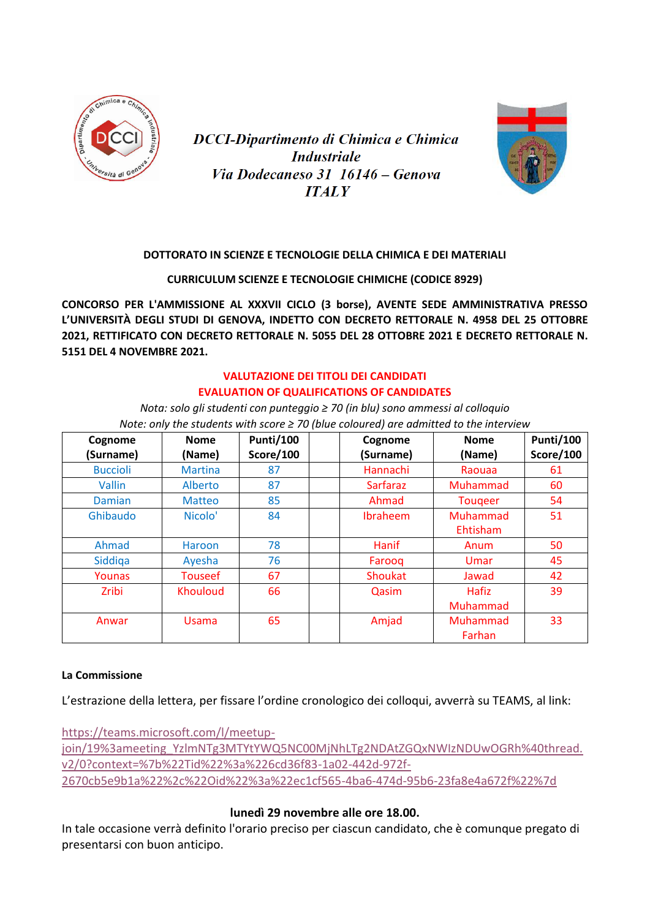*DCCI-Dipartimento di Chimica e Chimica Industriale*
*Via Dodecaneso 31 16146 – Genova*
*ITALY*

**DOTTORATO IN SCIENZE E TECNOLOGIE DELLA CHIMICA E DEI MATERIALI**

**CURRICULUM SCIENZE E TECNOLOGIE CHIMICHE (CODICE 8929)**

**CONCORSO PER L'AMMISSIONE AL XXXVII CICLO (3 borse), AVENTE SEDE AMMINISTRATIVA PRESSO L'UNIVERSITÀ DEGLI STUDI DI GENOVA, INDETTO CON DECRETO RETTORALE N. 4958 DEL 25 OTTOBRE 2021, RETTIFICATO CON DECRETO RETTORALE N. 5055 DEL 28 OTTOBRE 2021 E DECRETO RETTORALE N. 5151 DEL 4 NOVEMBRE 2021.**

**VALUTAZIONE DEI TITOLI DEI CANDIDATI**
**EVALUATION OF QUALIFICATIONS OF CANDIDATES**

*Nota: solo gli studenti con punteggio ≥ 70 (in blu) sono ammessi al colloquio*
*Note: only the students with score ≥ 70 (blue coloured) are admitted to the interview*

| Cognome (Surname) | Nome (Name) | Punti/100 Score/100 | | Cognome (Surname) | Nome (Name) | Punti/100 Score/100 |
|---|---|---|---|---|---|---|
| Buccioli | Martina | 87 | | Hannachi | Raouaa | 61 |
| Vallin | Alberto | 87 | | Sarfaraz | Muhammad | 60 |
| Damian | Matteo | 85 | | Ahmad | Touqeer | 54 |
| Ghibaudo | Nicolo' | 84 | | Ibraheem | Muhammad Ehtisham | 51 |
| Ahmad | Haroon | 78 | | Hanif | Anum | 50 |
| Siddiqa | Ayesha | 76 | | Farooq | Umar | 45 |
| Younas | Touseef | 67 | | Shoukat | Jawad | 42 |
| Zribi | Khouloud | 66 | | Qasim | Hafiz Muhammad | 39 |
| Anwar | Usama | 65 | | Amjad | Muhammad Farhan | 33 |

**La Commissione**

L'estrazione della lettera, per fissare l'ordine cronologico dei colloqui, avverrà su TEAMS, al link:

https://teams.microsoft.com/l/meetup-join/19%3ameeting_YzlmNTg3MTYtYWQ5NC00MjNhLTg2NDAtZGQxNWIzNDUwOGRh%40thread.v2/0?context=%7b%22Tid%22%3a%226cd36f83-1a02-442d-972f-2670cb5e9b1a%22%2c%22Oid%22%3a%22ec1cf565-4ba6-474d-95b6-23fa8e4a672f%22%7d

**lunedì 29 novembre alle ore 18.00.**

In tale occasione verrà definito l'orario preciso per ciascun candidato, che è comunque pregato di presentarsi con buon anticipo.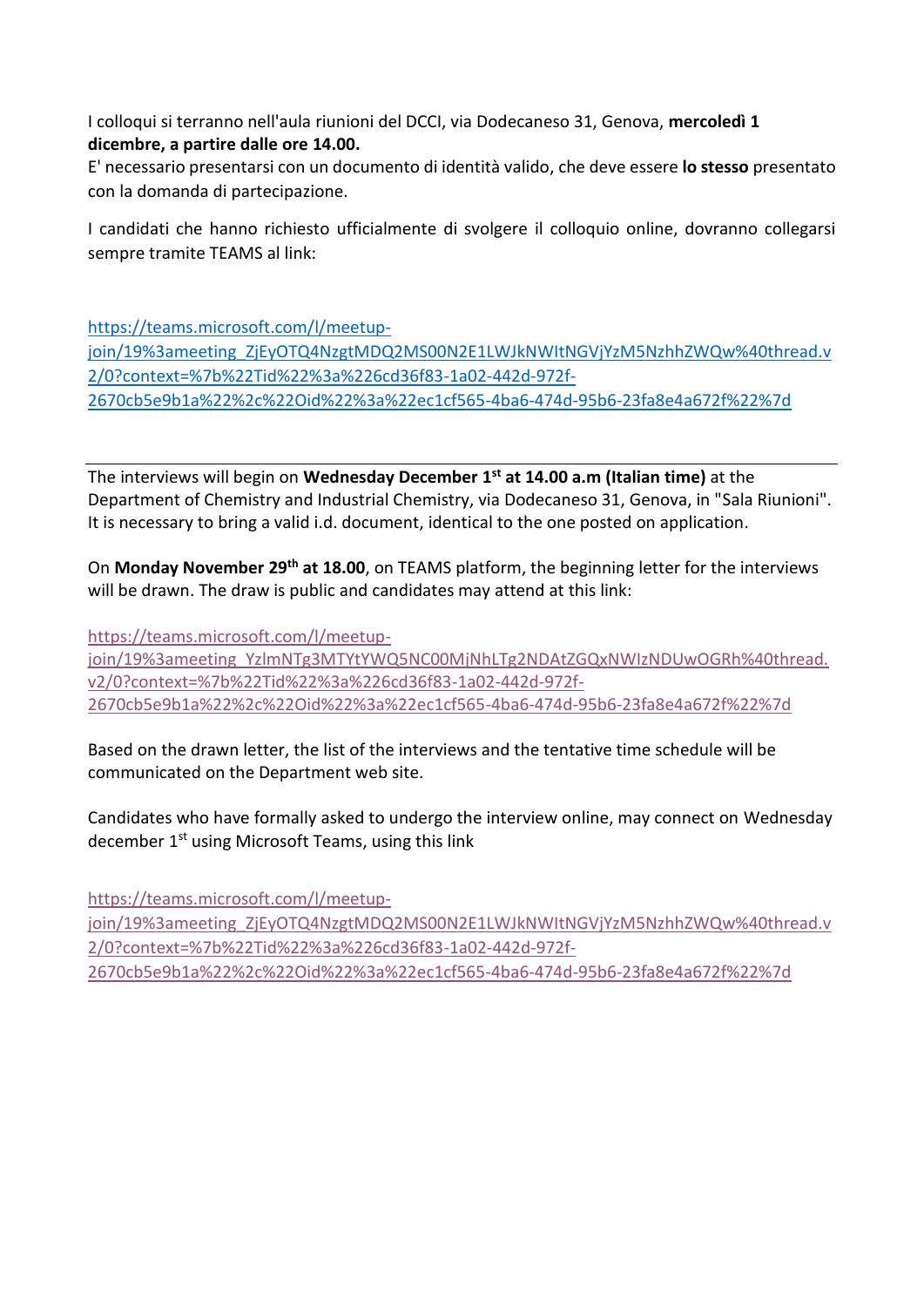I colloqui si terranno nell'aula riunioni del DCCI, via Dodecaneso 31, Genova, **mercoledì 1 dicembre, a partire dalle ore 14.00.**
E' necessario presentarsi con un documento di identità valido, che deve essere **lo stesso** presentato con la domanda di partecipazione.

I candidati che hanno richiesto ufficialmente di svolgere il colloquio online, dovranno collegarsi sempre tramite TEAMS al link:

https://teams.microsoft.com/l/meetup-join/19%3ameeting_ZjEyOTQ4NzgtMDQ2MS00N2E1LWJkNWItNGVjYzM5NzhhZWQw%40thread.v2/0?context=%7b%22Tid%22%3a%226cd36f83-1a02-442d-972f-2670cb5e9b1a%22%2c%22Oid%22%3a%22ec1cf565-4ba6-474d-95b6-23fa8e4a672f%22%7d

---

The interviews will begin on **Wednesday December 1st at 14.00 a.m (Italian time)** at the Department of Chemistry and Industrial Chemistry, via Dodecaneso 31, Genova, in "Sala Riunioni". It is necessary to bring a valid i.d. document, identical to the one posted on application.

On **Monday November 29th at 18.00**, on TEAMS platform, the beginning letter for the interviews will be drawn. The draw is public and candidates may attend at this link:

https://teams.microsoft.com/l/meetup-join/19%3ameeting_YzlmNTg3MTYtYWQ5NC00MjNhLTg2NDAtZGQxNWIzNDUwOGRh%40thread.v2/0?context=%7b%22Tid%22%3a%226cd36f83-1a02-442d-972f-2670cb5e9b1a%22%2c%22Oid%22%3a%22ec1cf565-4ba6-474d-95b6-23fa8e4a672f%22%7d

Based on the drawn letter, the list of the interviews and the tentative time schedule will be communicated on the Department web site.

Candidates who have formally asked to undergo the interview online, may connect on Wednesday december 1st using Microsoft Teams, using this link

https://teams.microsoft.com/l/meetup-join/19%3ameeting_ZjEyOTQ4NzgtMDQ2MS00N2E1LWJkNWItNGVjYzM5NzhhZWQw%40thread.v2/0?context=%7b%22Tid%22%3a%226cd36f83-1a02-442d-972f-2670cb5e9b1a%22%2c%22Oid%22%3a%22ec1cf565-4ba6-474d-95b6-23fa8e4a672f%22%7d